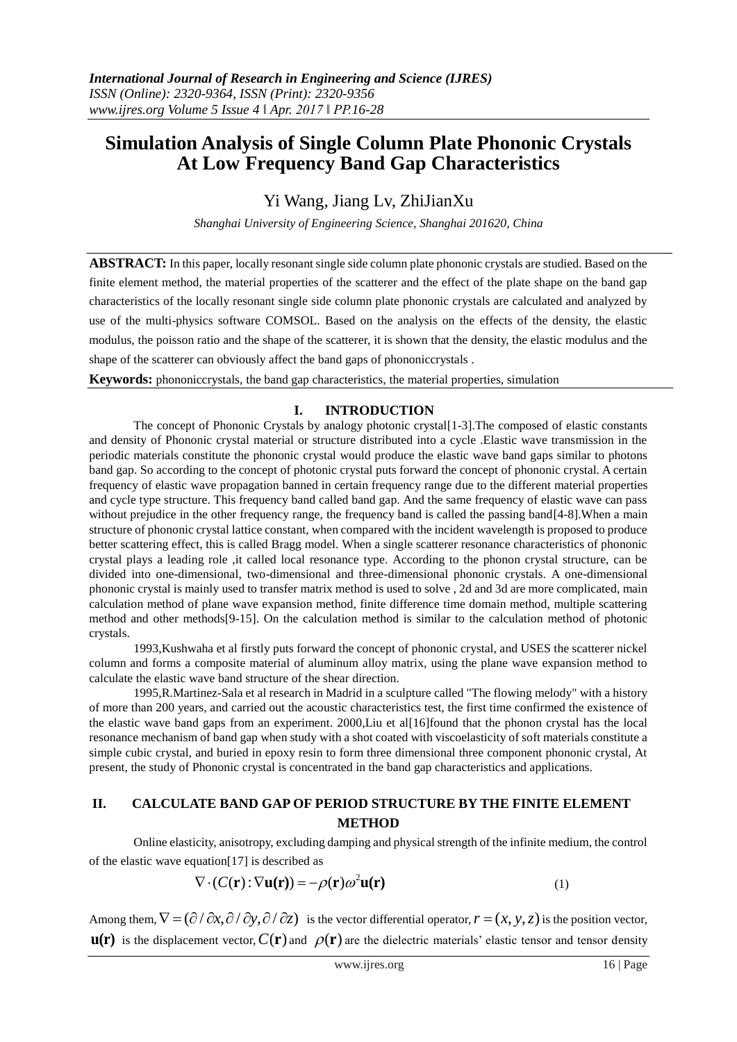# Simulation Analysis of Single Column Plate Phononic Crystals At Low Frequency Band Gap Characteristics

Yi Wang, Jiang Lv, ZhiJianXu

*Shanghai University of Engineering Science, Shanghai 201620, China*

**ABSTRACT:** In this paper, locally resonant single side column plate phononic crystals are studied. Based on the finite element method, the material properties of the scatterer and the effect of the plate shape on the band gap characteristics of the locally resonant single side column plate phononic crystals are calculated and analyzed by use of the multi-physics software COMSOL. Based on the analysis on the effects of the density, the elastic modulus, the poisson ratio and the shape of the scatterer, it is shown that the density, the elastic modulus and the shape of the scatterer can obviously affect the band gaps of phononiccrystals .

**Keywords:** phononiccrystals, the band gap characteristics, the material properties, simulation

## I. INTRODUCTION

The concept of Phononic Crystals by analogy photonic crystal[1-3].The composed of elastic constants and density of Phononic crystal material or structure distributed into a cycle .Elastic wave transmission in the periodic materials constitute the phononic crystal would produce the elastic wave band gaps similar to photons band gap. So according to the concept of photonic crystal puts forward the concept of phononic crystal. A certain frequency of elastic wave propagation banned in certain frequency range due to the different material properties and cycle type structure. This frequency band called band gap. And the same frequency of elastic wave can pass without prejudice in the other frequency range, the frequency band is called the passing band[4-8].When a main structure of phononic crystal lattice constant, when compared with the incident wavelength is proposed to produce better scattering effect, this is called Bragg model. When a single scatterer resonance characteristics of phononic crystal plays a leading role ,it called local resonance type. According to the phonon crystal structure, can be divided into one-dimensional, two-dimensional and three-dimensional phononic crystals. A one-dimensional phononic crystal is mainly used to transfer matrix method is used to solve , 2d and 3d are more complicated, main calculation method of plane wave expansion method, finite difference time domain method, multiple scattering method and other methods[9-15]. On the calculation method is similar to the calculation method of photonic crystals.

1993,Kushwaha et al firstly puts forward the concept of phononic crystal, and USES the scatterer nickel column and forms a composite material of aluminum alloy matrix, using the plane wave expansion method to calculate the elastic wave band structure of the shear direction.

1995,R.Martinez-Sala et al research in Madrid in a sculpture called "The flowing melody" with a history of more than 200 years, and carried out the acoustic characteristics test, the first time confirmed the existence of the elastic wave band gaps from an experiment. 2000,Liu et al[16]found that the phonon crystal has the local resonance mechanism of band gap when study with a shot coated with viscoelasticity of soft materials constitute a simple cubic crystal, and buried in epoxy resin to form three dimensional three component phononic crystal, At present, the study of Phononic crystal is concentrated in the band gap characteristics and applications.

## II. CALCULATE BAND GAP OF PERIOD STRUCTURE BY THE FINITE ELEMENT METHOD

Online elasticity, anisotropy, excluding damping and physical strength of the infinite medium, the control of the elastic wave equation[17] is described as

$$\nabla \cdot (C(\mathbf{r}) : \nabla \mathbf{u(r)}) = -\rho(\mathbf{r})\omega^2 \mathbf{u(r)} \tag{1}$$

Among them, $\nabla = (\partial/\partial x, \partial/\partial y, \partial/\partial z)$ is the vector differential operator, $r = (x, y, z)$ is the position vector, $\mathbf{u(r)}$ is the displacement vector, $C(\mathbf{r})$ and $\rho(\mathbf{r})$ are the dielectric materials' elastic tensor and tensor density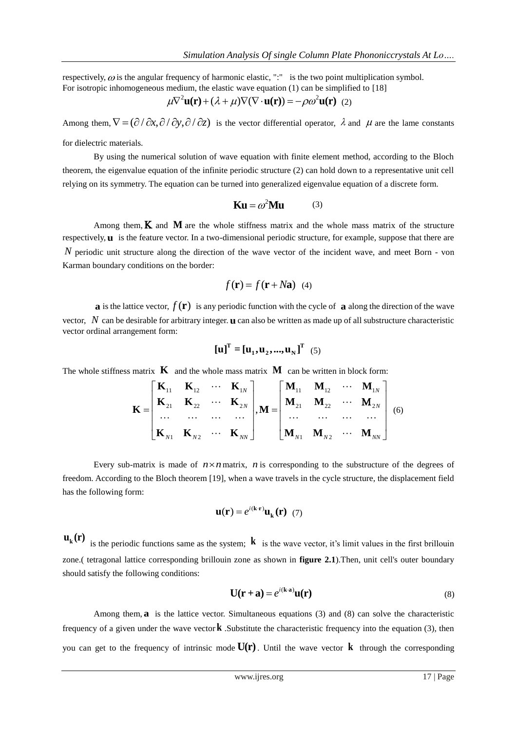respectively, $\omega$ is the angular frequency of harmonic elastic, ":" is the two point multiplication symbol. For isotropic inhomogeneous medium, the elastic wave equation (1) can be simplified to [18]

$$\mu\nabla^2\mathbf{u(r)}+(\lambda+\mu)\nabla(\nabla\cdot\mathbf{u(r)})=-\rho\omega^2\mathbf{u(r)} \quad (2)$$

Among them, $\nabla=(\partial/\partial x,\partial/\partial y,\partial/\partial z)$ is the vector differential operator, $\lambda$ and $\mu$ are the lame constants for dielectric materials.

By using the numerical solution of wave equation with finite element method, according to the Bloch theorem, the eigenvalue equation of the infinite periodic structure (2) can hold down to a representative unit cell relying on its symmetry. The equation can be turned into generalized eigenvalue equation of a discrete form.

$$\mathbf{Ku}=\omega^2\mathbf{Mu} \quad (3)$$

Among them, $\mathbf{K}$ and $\mathbf{M}$ are the whole stiffness matrix and the whole mass matrix of the structure respectively, $\mathbf{u}$ is the feature vector. In a two-dimensional periodic structure, for example, suppose that there are $N$ periodic unit structure along the direction of the wave vector of the incident wave, and meet Born - von Karman boundary conditions on the border:

$$f(\mathbf{r})=f(\mathbf{r}+N\mathbf{a}) \quad (4)$$

$\mathbf{a}$ is the lattice vector, $f(\mathbf{r})$ is any periodic function with the cycle of $\mathbf{a}$ along the direction of the wave vector, $N$ can be desirable for arbitrary integer. $\mathbf{u}$ can also be written as made up of all substructure characteristic vector ordinal arrangement form:

$$[\mathbf{u}]^{\mathbf{T}}=[\mathbf{u_1},\mathbf{u_2},...,\mathbf{u_N}]^{\mathbf{T}} \quad (5)$$

The whole stiffness matrix $\mathbf{K}$ and the whole mass matrix $\mathbf{M}$ can be written in block form:

$$\mathbf{K}=\begin{bmatrix}\mathbf{K}_{11} & \mathbf{K}_{12} & \cdots & \mathbf{K}_{1N}\\ \mathbf{K}_{21} & \mathbf{K}_{22} & \cdots & \mathbf{K}_{2N}\\ \cdots & \cdots & \cdots & \cdots\\ \mathbf{K}_{N1} & \mathbf{K}_{N2} & \cdots & \mathbf{K}_{NN}\end{bmatrix},\mathbf{M}=\begin{bmatrix}\mathbf{M}_{11} & \mathbf{M}_{12} & \cdots & \mathbf{M}_{1N}\\ \mathbf{M}_{21} & \mathbf{M}_{22} & \cdots & \mathbf{M}_{2N}\\ \cdots & \cdots & \cdots & \cdots\\ \mathbf{M}_{N1} & \mathbf{M}_{N2} & \cdots & \mathbf{M}_{NN}\end{bmatrix} \quad (6)$$

Every sub-matrix is made of $n\times n$ matrix, $n$ is corresponding to the substructure of the degrees of freedom. According to the Bloch theorem [19], when a wave travels in the cycle structure, the displacement field has the following form:

$$\mathbf{u}(\mathbf{r})=e^{i(\mathbf{k}\cdot\mathbf{r})}\mathbf{u_k}(\mathbf{r}) \quad (7)$$

$\mathbf{u_k}(\mathbf{r})$ is the periodic functions same as the system; $\mathbf{k}$ is the wave vector, it's limit values in the first brillouin zone.( tetragonal lattice corresponding brillouin zone as shown in **figure 2.1**).Then, unit cell's outer boundary should satisfy the following conditions:

$$\mathbf{U}(\mathbf{r}+\mathbf{a})=e^{i(\mathbf{k}\cdot\mathbf{a})}\mathbf{u}(\mathbf{r}) \quad (8)$$

Among them, $\mathbf{a}$ is the lattice vector. Simultaneous equations (3) and (8) can solve the characteristic frequency of a given under the wave vector $\mathbf{k}$ .Substitute the characteristic frequency into the equation (3), then you can get to the frequency of intrinsic mode $\mathbf{U(r)}$. Until the wave vector $\mathbf{k}$ through the corresponding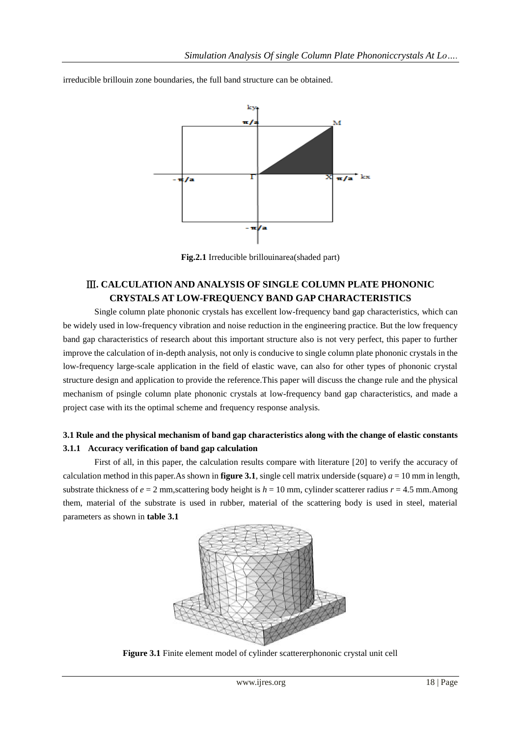irreducible brillouin zone boundaries, the full band structure can be obtained.

**Fig.2.1** Irreducible brillouinarea(shaded part)

## Ⅲ. CALCULATION AND ANALYSIS OF SINGLE COLUMN PLATE PHONONIC CRYSTALS AT LOW-FREQUENCY BAND GAP CHARACTERISTICS

Single column plate phononic crystals has excellent low-frequency band gap characteristics, which can be widely used in low-frequency vibration and noise reduction in the engineering practice. But the low frequency band gap characteristics of research about this important structure also is not very perfect, this paper to further improve the calculation of in-depth analysis, not only is conducive to single column plate phononic crystals in the low-frequency large-scale application in the field of elastic wave, can also for other types of phononic crystal structure design and application to provide the reference.This paper will discuss the change rule and the physical mechanism of psingle column plate phononic crystals at low-frequency band gap characteristics, and made a project case with its the optimal scheme and frequency response analysis.

### 3.1 Rule and the physical mechanism of band gap characteristics along with the change of elastic constants

#### 3.1.1 Accuracy verification of band gap calculation

First of all, in this paper, the calculation results compare with literature [20] to verify the accuracy of calculation method in this paper.As shown in **figure 3.1**, single cell matrix underside (square) $a = 10$ mm in length, substrate thickness of $e = 2$ mm,scattering body height is $h = 10$ mm, cylinder scatterer radius $r = 4.5$ mm.Among them, material of the substrate is used in rubber, material of the scattering body is used in steel, material parameters as shown in **table 3.1**

**Figure 3.1** Finite element model of cylinder scattererphononic crystal unit cell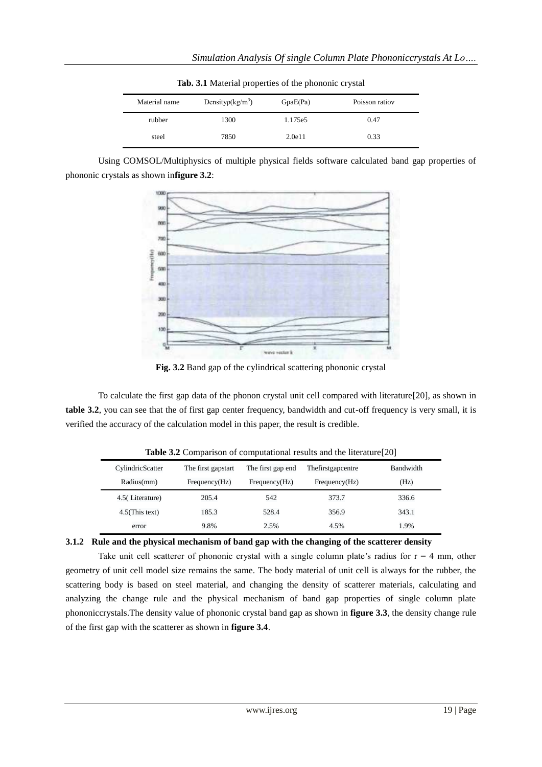**Tab. 3.1** Material properties of the phononic crystal

| Material name | Densityρ(kg/m$^3$) | GpaE(Pa) | Poisson ratioν |
| --- | --- | --- | --- |
| rubber | 1300 | 1.175e5 | 0.47 |
| steel | 7850 | 2.0e11 | 0.33 |

Using COMSOL/Multiphysics of multiple physical fields software calculated band gap properties of phononic crystals as shown in**figure 3.2**:

**Fig. 3.2** Band gap of the cylindrical scattering phononic crystal

To calculate the first gap data of the phonon crystal unit cell compared with literature[20], as shown in **table 3.2**, you can see that the of first gap center frequency, bandwidth and cut-off frequency is very small, it is verified the accuracy of the calculation model in this paper, the result is credible.

**Table 3.2** Comparison of computational results and the literature[20]

| CylindricScatter Radius(mm) | The first gapstart Frequency(Hz) | The first gap end Frequency(Hz) | Thefirstgapcentre Frequency(Hz) | Bandwidth (Hz) |
| --- | --- | --- | --- | --- |
| 4.5( Literature) | 205.4 | 542 | 373.7 | 336.6 |
| 4.5(This text) | 185.3 | 528.4 | 356.9 | 343.1 |
| error | 9.8% | 2.5% | 4.5% | 1.9% |

### 3.1.2 Rule and the physical mechanism of band gap with the changing of the scatterer density

Take unit cell scatterer of phononic crystal with a single column plate's radius for r = 4 mm, other geometry of unit cell model size remains the same. The body material of unit cell is always for the rubber, the scattering body is based on steel material, and changing the density of scatterer materials, calculating and analyzing the change rule and the physical mechanism of band gap properties of single column plate phononiccrystals.The density value of phononic crystal band gap as shown in **figure 3.3**, the density change rule of the first gap with the scatterer as shown in **figure 3.4**.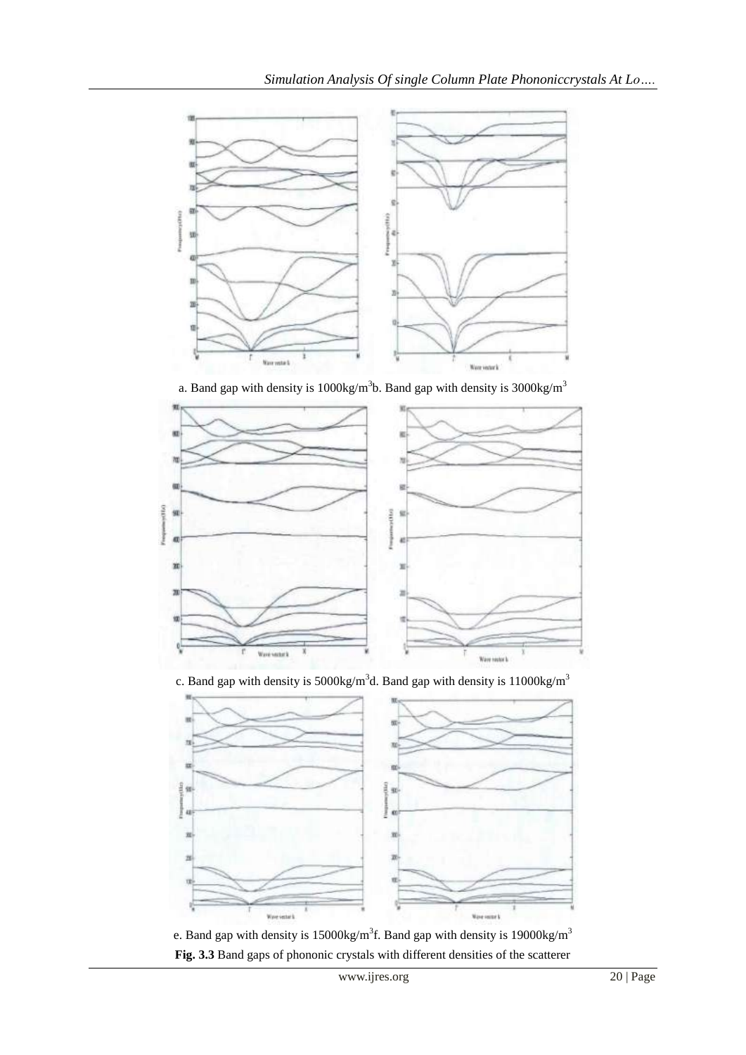a. Band gap with density is 1000kg/m$^3$ b. Band gap with density is 3000kg/m$^3$

c. Band gap with density is 5000kg/m$^3$ d. Band gap with density is 11000kg/m$^3$

e. Band gap with density is 15000kg/m$^3$ f. Band gap with density is 19000kg/m$^3$

**Fig. 3.3** Band gaps of phononic crystals with different densities of the scatterer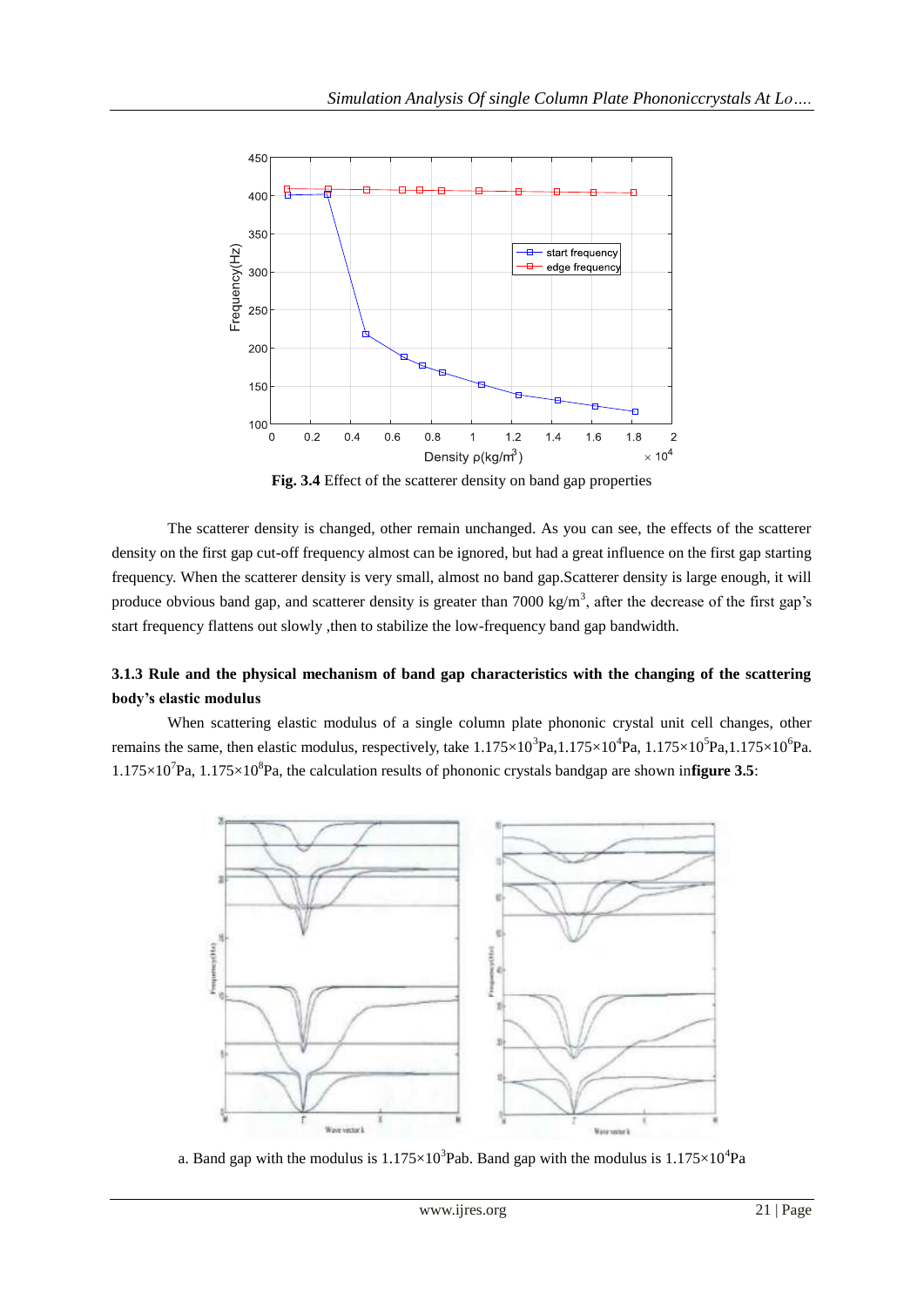**Fig. 3.4** Effect of the scatterer density on band gap properties

The scatterer density is changed, other remain unchanged. As you can see, the effects of the scatterer density on the first gap cut-off frequency almost can be ignored, but had a great influence on the first gap starting frequency. When the scatterer density is very small, almost no band gap.Scatterer density is large enough, it will produce obvious band gap, and scatterer density is greater than 7000 $kg/m^3$, after the decrease of the first gap's start frequency flattens out slowly ,then to stabilize the low-frequency band gap bandwidth.

### 3.1.3 Rule and the physical mechanism of band gap characteristics with the changing of the scattering body's elastic modulus

When scattering elastic modulus of a single column plate phononic crystal unit cell changes, other remains the same, then elastic modulus, respectively, take $1.175\times10^{3}$Pa,$1.175\times10^{4}$Pa, $1.175\times10^{5}$Pa,$1.175\times10^{6}$Pa. $1.175\times10^{7}$Pa, $1.175\times10^{8}$Pa, the calculation results of phononic crystals bandgap are shown in**figure 3.5**:

a. Band gap with the modulus is $1.175\times10^{3}$Pab. Band gap with the modulus is $1.175\times10^{4}$Pa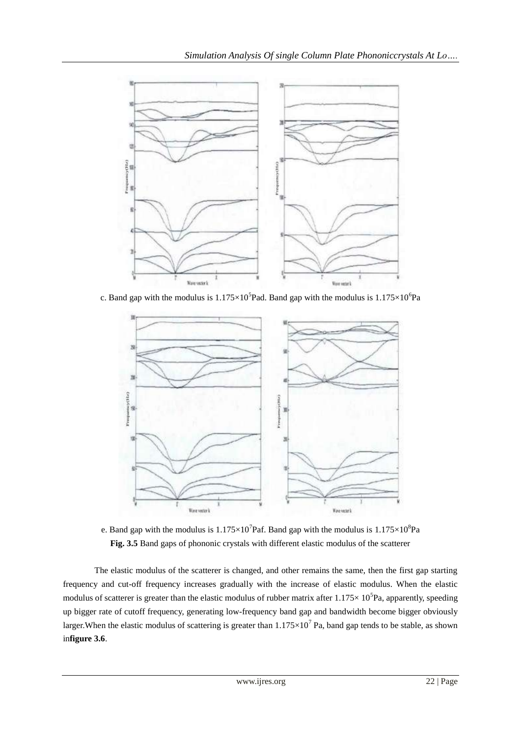c. Band gap with the modulus is $1.175\times10^5$Pad. Band gap with the modulus is $1.175\times10^6$Pa

e. Band gap with the modulus is $1.175\times10^7$Paf. Band gap with the modulus is $1.175\times10^8$Pa

**Fig. 3.5** Band gaps of phononic crystals with different elastic modulus of the scatterer

The elastic modulus of the scatterer is changed, and other remains the same, then the first gap starting frequency and cut-off frequency increases gradually with the increase of elastic modulus. When the elastic modulus of scatterer is greater than the elastic modulus of rubber matrix after $1.175\times 10^5$Pa, apparently, speeding up bigger rate of cutoff frequency, generating low-frequency band gap and bandwidth become bigger obviously larger.When the elastic modulus of scattering is greater than $1.175\times10^7$ Pa, band gap tends to be stable, as shown in**figure 3.6**.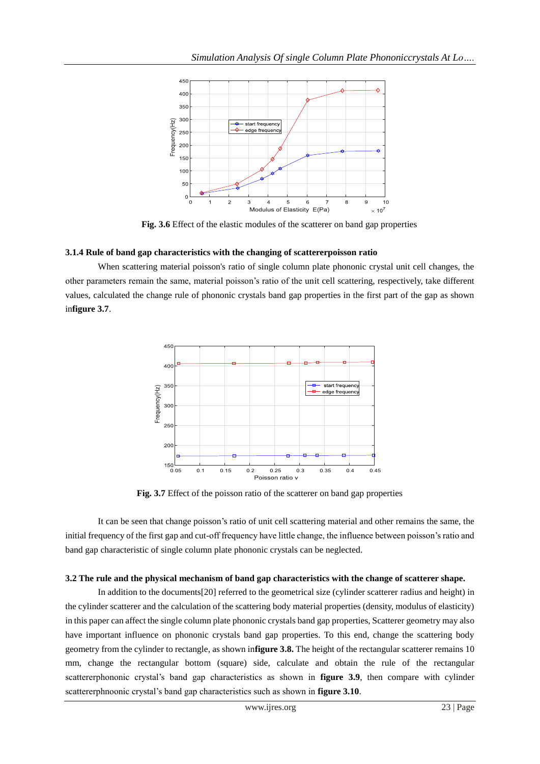**Fig. 3.6** Effect of the elastic modules of the scatterer on band gap properties

### 3.1.4 Rule of band gap characteristics with the changing of scattererpoisson ratio

When scattering material poisson's ratio of single column plate phononic crystal unit cell changes, the other parameters remain the same, material poisson's ratio of the unit cell scattering, respectively, take different values, calculated the change rule of phononic crystals band gap properties in the first part of the gap as shown in**figure 3.7**.

**Fig. 3.7** Effect of the poisson ratio of the scatterer on band gap properties

It can be seen that change poisson's ratio of unit cell scattering material and other remains the same, the initial frequency of the first gap and cut-off frequency have little change, the influence between poisson's ratio and band gap characteristic of single column plate phononic crystals can be neglected.

## 3.2 The rule and the physical mechanism of band gap characteristics with the change of scatterer shape.

In addition to the documents[20] referred to the geometrical size (cylinder scatterer radius and height) in the cylinder scatterer and the calculation of the scattering body material properties (density, modulus of elasticity) in this paper can affect the single column plate phononic crystals band gap properties, Scatterer geometry may also have important influence on phononic crystals band gap properties. To this end, change the scattering body geometry from the cylinder to rectangle, as shown in**figure 3.8.** The height of the rectangular scatterer remains 10 mm, change the rectangular bottom (square) side, calculate and obtain the rule of the rectangular scattererphononic crystal's band gap characteristics as shown in **figure 3.9**, then compare with cylinder scattererphnoonic crystal's band gap characteristics such as shown in **figure 3.10**.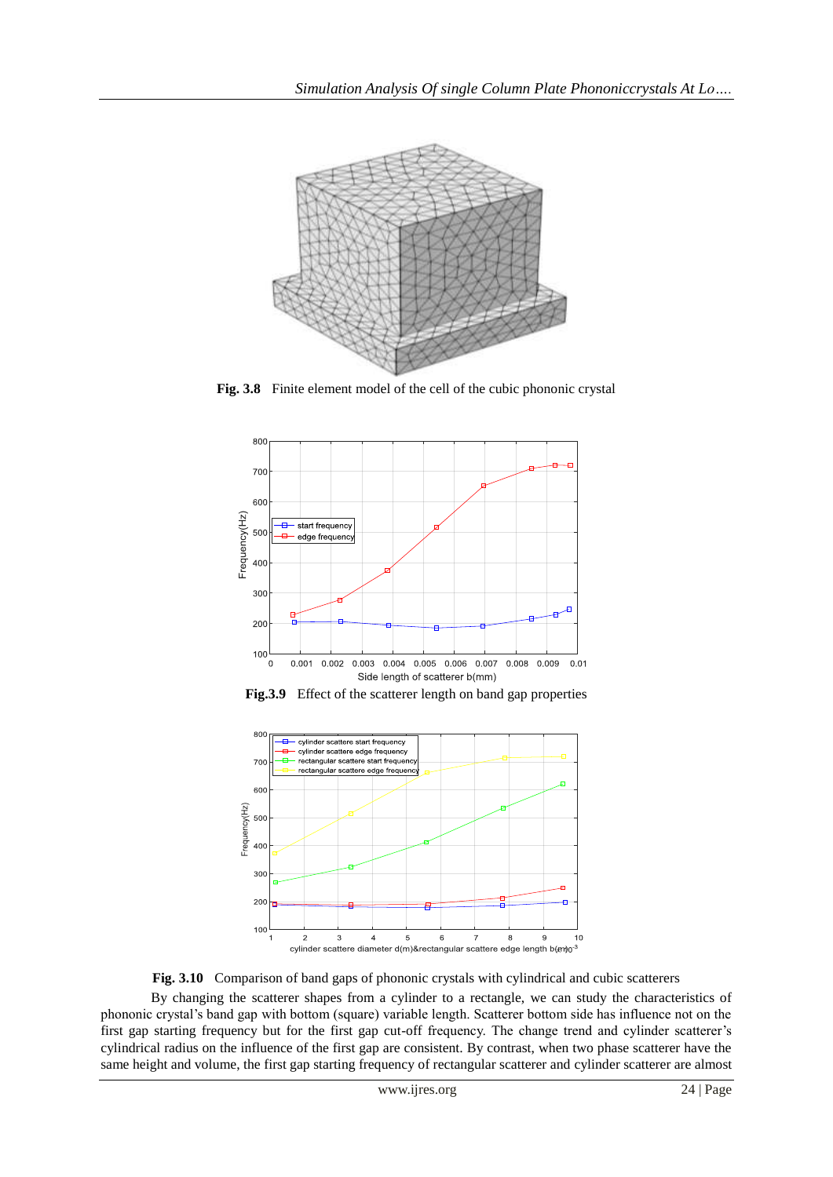**Fig. 3.8** Finite element model of the cell of the cubic phononic crystal

**Fig.3.9** Effect of the scatterer length on band gap properties

**Fig. 3.10** Comparison of band gaps of phononic crystals with cylindrical and cubic scatterers

By changing the scatterer shapes from a cylinder to a rectangle, we can study the characteristics of phononic crystal's band gap with bottom (square) variable length. Scatterer bottom side has influence not on the first gap starting frequency but for the first gap cut-off frequency. The change trend and cylinder scatterer's cylindrical radius on the influence of the first gap are consistent. By contrast, when two phase scatterer have the same height and volume, the first gap starting frequency of rectangular scatterer and cylinder scatterer are almost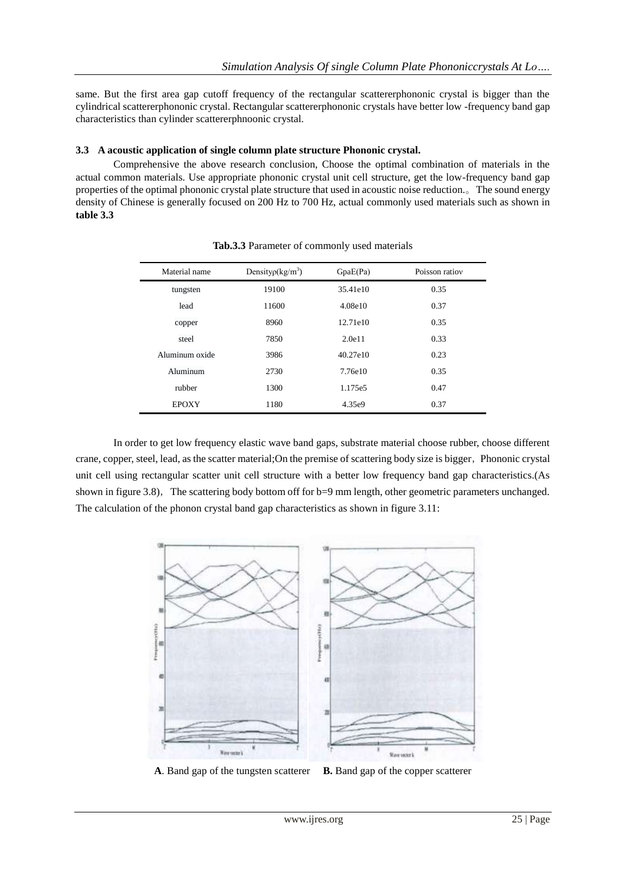same. But the first area gap cutoff frequency of the rectangular scattererphononic crystal is bigger than the cylindrical scattererphononic crystal. Rectangular scattererphononic crystals have better low -frequency band gap characteristics than cylinder scattererphnoonic crystal.

### 3.3 A acoustic application of single column plate structure Phononic crystal.

Comprehensive the above research conclusion, Choose the optimal combination of materials in the actual common materials. Use appropriate phononic crystal unit cell structure, get the low-frequency band gap properties of the optimal phononic crystal plate structure that used in acoustic noise reduction.。 The sound energy density of Chinese is generally focused on 200 Hz to 700 Hz, actual commonly used materials such as shown in **table 3.3**

**Tab.3.3** Parameter of commonly used materials

| Material name | Densityρ(kg/m$^3$) | GpaE(Pa) | Poisson ratiov |
|---|---|---|---|
| tungsten | 19100 | 35.41e10 | 0.35 |
| lead | 11600 | 4.08e10 | 0.37 |
| copper | 8960 | 12.71e10 | 0.35 |
| steel | 7850 | 2.0e11 | 0.33 |
| Aluminum oxide | 3986 | 40.27e10 | 0.23 |
| Aluminum | 2730 | 7.76e10 | 0.35 |
| rubber | 1300 | 1.175e5 | 0.47 |
| EPOXY | 1180 | 4.35e9 | 0.37 |

In order to get low frequency elastic wave band gaps, substrate material choose rubber, choose different crane, copper, steel, lead, as the scatter material;On the premise of scattering body size is bigger，Phononic crystal unit cell using rectangular scatter unit cell structure with a better low frequency band gap characteristics.(As shown in figure 3.8)， The scattering body bottom off for b=9 mm length, other geometric parameters unchanged. The calculation of the phonon crystal band gap characteristics as shown in figure 3.11:

**A**. Band gap of the tungsten scatterer **B.** Band gap of the copper scatterer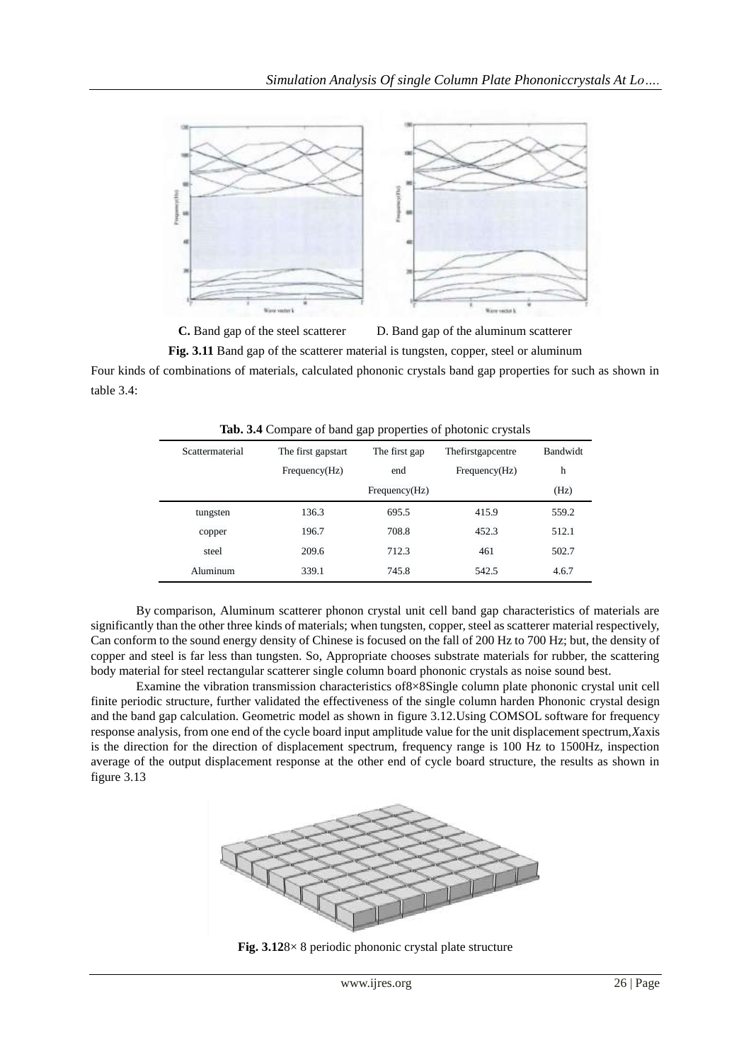**C.** Band gap of the steel scatterer D. Band gap of the aluminum scatterer

**Fig. 3.11** Band gap of the scatterer material is tungsten, copper, steel or aluminum

Four kinds of combinations of materials, calculated phononic crystals band gap properties for such as shown in table 3.4:

**Tab. 3.4** Compare of band gap properties of photonic crystals

| Scattermaterial | The first gapstart Frequency(Hz) | The first gap end Frequency(Hz) | Thefirstgapcentre Frequency(Hz) | Bandwidth (Hz) |
|---|---|---|---|---|
| tungsten | 136.3 | 695.5 | 415.9 | 559.2 |
| copper | 196.7 | 708.8 | 452.3 | 512.1 |
| steel | 209.6 | 712.3 | 461 | 502.7 |
| Aluminum | 339.1 | 745.8 | 542.5 | 4.6.7 |

By comparison, Aluminum scatterer phonon crystal unit cell band gap characteristics of materials are significantly than the other three kinds of materials; when tungsten, copper, steel as scatterer material respectively, Can conform to the sound energy density of Chinese is focused on the fall of 200 Hz to 700 Hz; but, the density of copper and steel is far less than tungsten. So, Appropriate chooses substrate materials for rubber, the scattering body material for steel rectangular scatterer single column board phononic crystals as noise sound best.

Examine the vibration transmission characteristics of8×8Single column plate phononic crystal unit cell finite periodic structure, further validated the effectiveness of the single column harden Phononic crystal design and the band gap calculation. Geometric model as shown in figure 3.12.Using COMSOL software for frequency response analysis, from one end of the cycle board input amplitude value for the unit displacement spectrum,*X*axis is the direction for the direction of displacement spectrum, frequency range is 100 Hz to 1500Hz, inspection average of the output displacement response at the other end of cycle board structure, the results as shown in figure 3.13

**Fig. 3.12**8× 8 periodic phononic crystal plate structure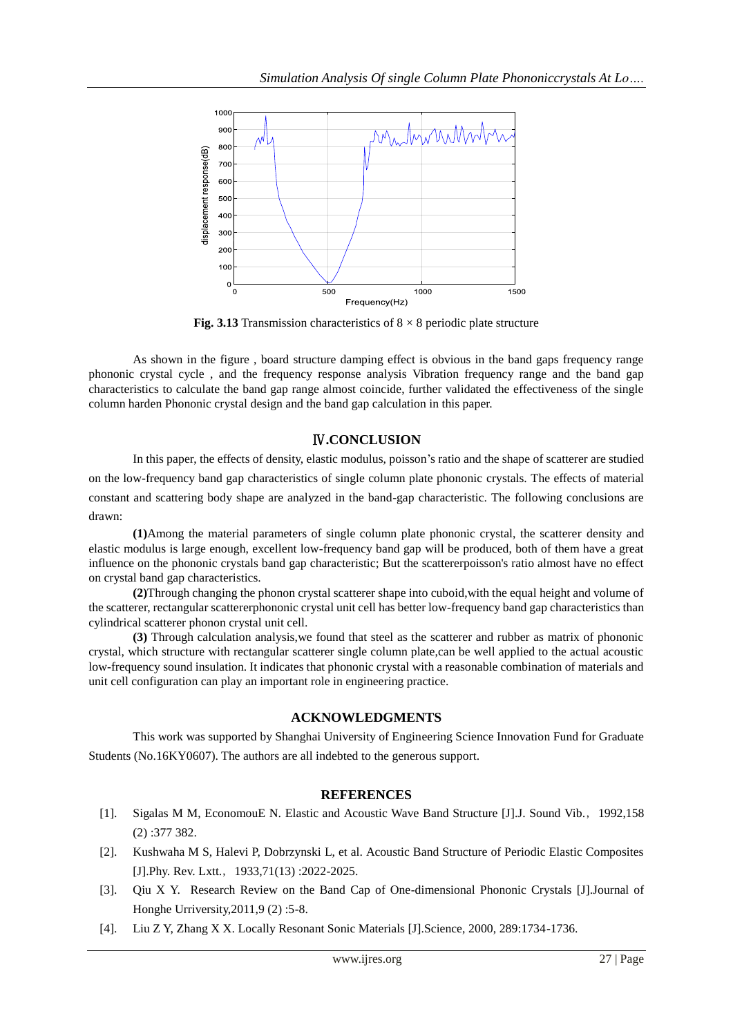**Fig. 3.13** Transmission characteristics of 8 × 8 periodic plate structure

As shown in the figure , board structure damping effect is obvious in the band gaps frequency range phononic crystal cycle , and the frequency response analysis Vibration frequency range and the band gap characteristics to calculate the band gap range almost coincide, further validated the effectiveness of the single column harden Phononic crystal design and the band gap calculation in this paper.

## Ⅳ.CONCLUSION

In this paper, the effects of density, elastic modulus, poisson's ratio and the shape of scatterer are studied on the low-frequency band gap characteristics of single column plate phononic crystals. The effects of material constant and scattering body shape are analyzed in the band-gap characteristic. The following conclusions are drawn:

**(1)**Among the material parameters of single column plate phononic crystal, the scatterer density and elastic modulus is large enough, excellent low-frequency band gap will be produced, both of them have a great influence on the phononic crystals band gap characteristic; But the scattererpoisson's ratio almost have no effect on crystal band gap characteristics.

**(2)**Through changing the phonon crystal scatterer shape into cuboid,with the equal height and volume of the scatterer, rectangular scattererphononic crystal unit cell has better low-frequency band gap characteristics than cylindrical scatterer phonon crystal unit cell.

**(3)** Through calculation analysis,we found that steel as the scatterer and rubber as matrix of phononic crystal, which structure with rectangular scatterer single column plate,can be well applied to the actual acoustic low-frequency sound insulation. It indicates that phononic crystal with a reasonable combination of materials and unit cell configuration can play an important role in engineering practice.

## ACKNOWLEDGMENTS

This work was supported by Shanghai University of Engineering Science Innovation Fund for Graduate Students (No.16KY0607). The authors are all indebted to the generous support.

## REFERENCES

[1]. Sigalas M M, EconomouE N. Elastic and Acoustic Wave Band Structure [J].J. Sound Vib., 1992,158 (2) :377 382.

[2]. Kushwaha M S, Halevi P, Dobrzynski L, et al. Acoustic Band Structure of Periodic Elastic Composites [J].Phy. Rev. Lxtt., 1933,71(13) :2022-2025.

[3]. Qiu X Y. Research Review on the Band Cap of One-dimensional Phononic Crystals [J].Journal of Honghe Urriversity,2011,9 (2) :5-8.

[4]. Liu Z Y, Zhang X X. Locally Resonant Sonic Materials [J].Science, 2000, 289:1734-1736.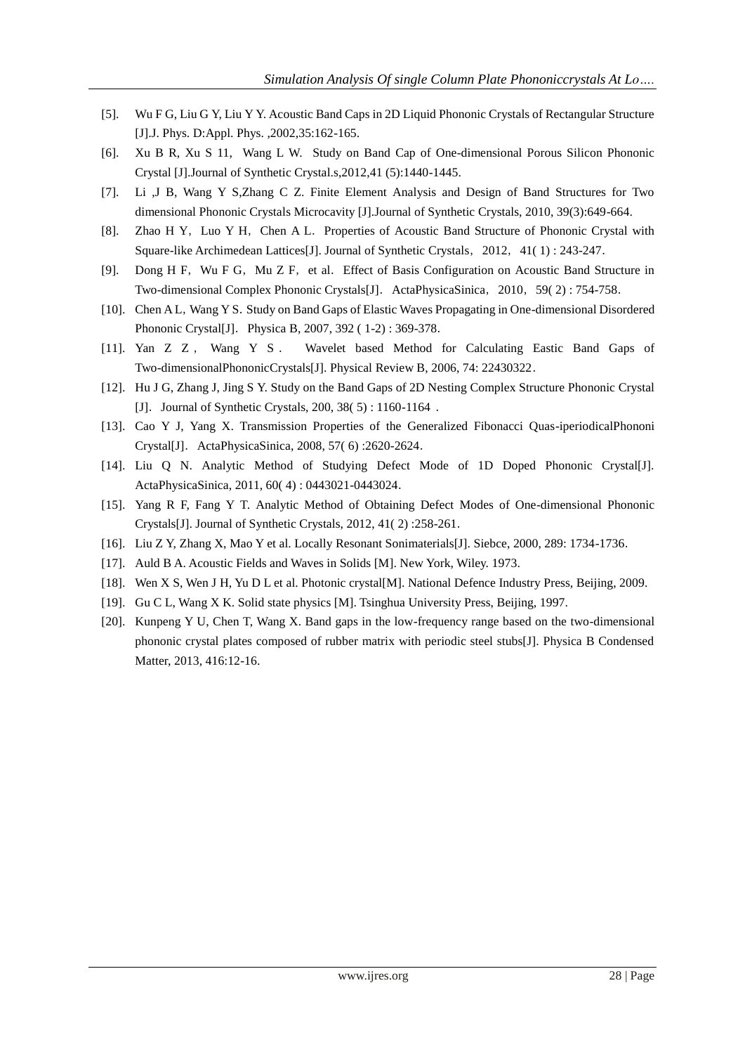[5]. Wu F G, Liu G Y, Liu Y Y. Acoustic Band Caps in 2D Liquid Phononic Crystals of Rectangular Structure [J].J. Phys. D:Appl. Phys. ,2002,35:162-165.

[6]. Xu B R, Xu S 11, Wang L W. Study on Band Cap of One-dimensional Porous Silicon Phononic Crystal [J].Journal of Synthetic Crystal.s,2012,41 (5):1440-1445.

[7]. Li ,J B, Wang Y S,Zhang C Z. Finite Element Analysis and Design of Band Structures for Two dimensional Phononic Crystals Microcavity [J].Journal of Synthetic Crystals, 2010, 39(3):649-664.

[8]. Zhao H Y, Luo Y H, Chen A L. Properties of Acoustic Band Structure of Phononic Crystal with Square-like Archimedean Lattices[J]. Journal of Synthetic Crystals, 2012, 41( 1) : 243-247.

[9]. Dong H F, Wu F G, Mu Z F, et al. Effect of Basis Configuration on Acoustic Band Structure in Two-dimensional Complex Phononic Crystals[J]. ActaPhysicaSinica, 2010, 59( 2) : 754-758.

[10]. Chen A L, Wang Y S. Study on Band Gaps of Elastic Waves Propagating in One-dimensional Disordered Phononic Crystal[J]. Physica B, 2007, 392 ( 1-2) : 369-378.

[11]. Yan Z Z , Wang Y S . Wavelet based Method for Calculating Eastic Band Gaps of Two-dimensionalPhononicCrystals[J]. Physical Review B, 2006, 74: 22430322.

[12]. Hu J G, Zhang J, Jing S Y. Study on the Band Gaps of 2D Nesting Complex Structure Phononic Crystal [J]. Journal of Synthetic Crystals, 200, 38( 5) : 1160-1164 .

[13]. Cao Y J, Yang X. Transmission Properties of the Generalized Fibonacci Quas-iperiodicalPhononi Crystal[J]. ActaPhysicaSinica, 2008, 57( 6) :2620-2624.

[14]. Liu Q N. Analytic Method of Studying Defect Mode of 1D Doped Phononic Crystal[J]. ActaPhysicaSinica, 2011, 60( 4) : 0443021-0443024.

[15]. Yang R F, Fang Y T. Analytic Method of Obtaining Defect Modes of One-dimensional Phononic Crystals[J]. Journal of Synthetic Crystals, 2012, 41( 2) :258-261.

[16]. Liu Z Y, Zhang X, Mao Y et al. Locally Resonant Sonimaterials[J]. Siebce, 2000, 289: 1734-1736.

[17]. Auld B A. Acoustic Fields and Waves in Solids [M]. New York, Wiley. 1973.

[18]. Wen X S, Wen J H, Yu D L et al. Photonic crystal[M]. National Defence Industry Press, Beijing, 2009.

[19]. Gu C L, Wang X K. Solid state physics [M]. Tsinghua University Press, Beijing, 1997.

[20]. Kunpeng Y U, Chen T, Wang X. Band gaps in the low-frequency range based on the two-dimensional phononic crystal plates composed of rubber matrix with periodic steel stubs[J]. Physica B Condensed Matter, 2013, 416:12-16.